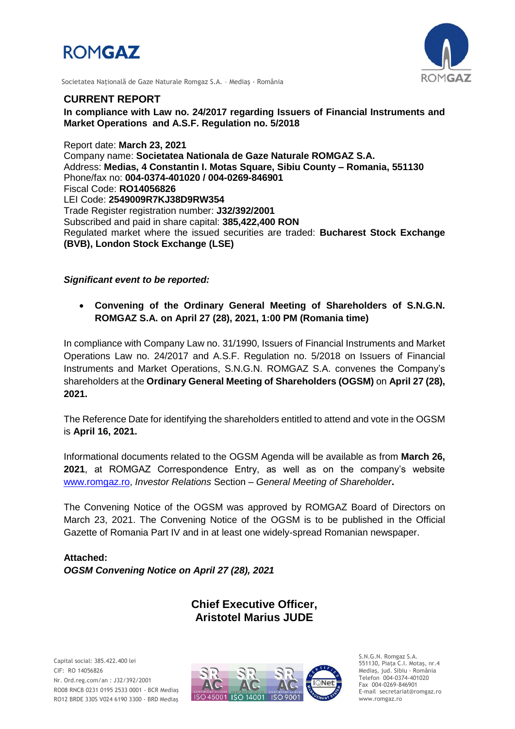ROMGAZ

Societatea Națională de Gaze Naturale Romgaz S.A. – Mediaș - România

# CURRENT REPORT

**In compliance with Law no. 24/2017 regarding Issuers of Financial Instruments and Market Operations and A.S.F. Regulation no. 5/2018**

Report date: **March 23, 2021**
Company name: **Societatea Nationala de Gaze Naturale ROMGAZ S.A.**
Address: **Medias, 4 Constantin I. Motas Square, Sibiu County – Romania, 551130**
Phone/fax no: **004-0374-401020 / 004-0269-846901**
Fiscal Code: **RO14056826**
LEI Code: **2549009R7KJ38D9RW354**
Trade Register registration number: **J32/392/2001**
Subscribed and paid in share capital: **385,422,400 RON**
Regulated market where the issued securities are traded: **Bucharest Stock Exchange (BVB), London Stock Exchange (LSE)**

***Significant event to be reported:***

- **Convening of the Ordinary General Meeting of Shareholders of S.N.G.N. ROMGAZ S.A. on April 27 (28), 2021, 1:00 PM (Romania time)**

In compliance with Company Law no. 31/1990, Issuers of Financial Instruments and Market Operations Law no. 24/2017 and A.S.F. Regulation no. 5/2018 on Issuers of Financial Instruments and Market Operations, S.N.G.N. ROMGAZ S.A. convenes the Company's shareholders at the **Ordinary General Meeting of Shareholders (OGSM)** on **April 27 (28), 2021.**

The Reference Date for identifying the shareholders entitled to attend and vote in the OGSM is **April 16, 2021.**

Informational documents related to the OGSM Agenda will be available as from **March 26, 2021**, at ROMGAZ Correspondence Entry, as well as on the company's website www.romgaz.ro, *Investor Relations* Section – *General Meeting of Shareholder***.**

The Convening Notice of the OGSM was approved by ROMGAZ Board of Directors on March 23, 2021. The Convening Notice of the OGSM is to be published in the Official Gazette of Romania Part IV and in at least one widely-spread Romanian newspaper.

**Attached:**
***OGSM Convening Notice on April 27 (28), 2021***

**Chief Executive Officer,**
**Aristotel Marius JUDE**

Capital social: 385.422.400 lei
CIF: RO 14056826
Nr. Ord.reg.com/an : J32/392/2001
RO08 RNCB 0231 0195 2533 0001 - BCR Mediaș
RO12 BRDE 330S V024 6190 3300 - BRD Mediaș

S.N.G.N. Romgaz S.A.
551130, Piața C.I. Motaș, nr.4
Mediaș, jud. Sibiu - România
Telefon 004-0374-401020
Fax 004-0269-846901
E-mail secretariat@romgaz.ro
www.romgaz.ro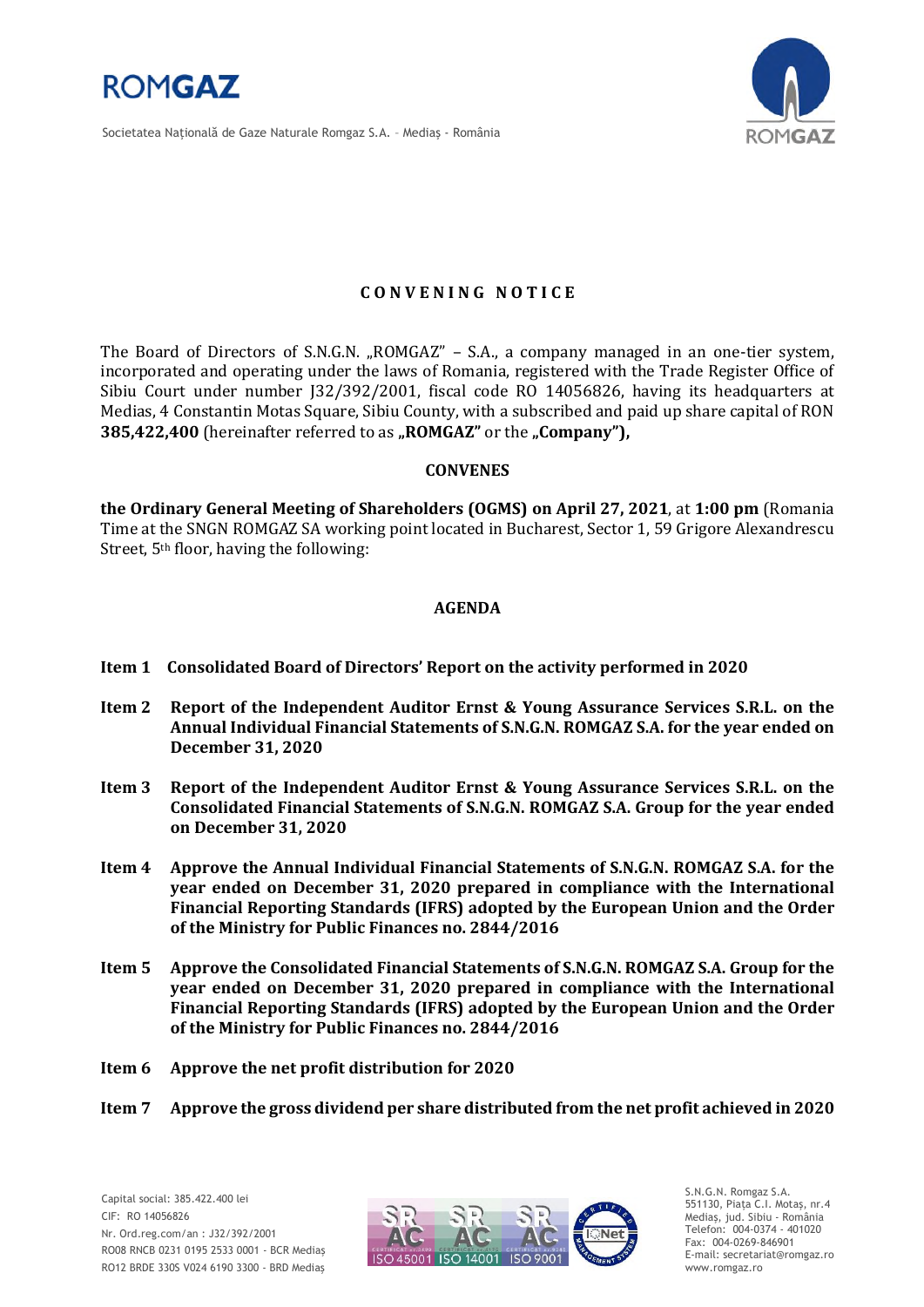# CONVENING NOTICE

The Board of Directors of S.N.G.N. „ROMGAZ" – S.A., a company managed in an one-tier system, incorporated and operating under the laws of Romania, registered with the Trade Register Office of Sibiu Court under number J32/392/2001, fiscal code RO 14056826, having its headquarters at Medias, 4 Constantin Motas Square, Sibiu County, with a subscribed and paid up share capital of RON **385,422,400** (hereinafter referred to as **„ROMGAZ"** or the **„Company"),**

**CONVENES**

**the Ordinary General Meeting of Shareholders (OGMS) on April 27, 2021**, at **1:00 pm** (Romania Time at the SNGN ROMGAZ SA working point located in Bucharest, Sector 1, 59 Grigore Alexandrescu Street, 5th floor, having the following:

**AGENDA**

**Item 1 Consolidated Board of Directors' Report on the activity performed in 2020**

**Item 2 Report of the Independent Auditor Ernst & Young Assurance Services S.R.L. on the Annual Individual Financial Statements of S.N.G.N. ROMGAZ S.A. for the year ended on December 31, 2020**

**Item 3 Report of the Independent Auditor Ernst & Young Assurance Services S.R.L. on the Consolidated Financial Statements of S.N.G.N. ROMGAZ S.A. Group for the year ended on December 31, 2020**

**Item 4 Approve the Annual Individual Financial Statements of S.N.G.N. ROMGAZ S.A. for the year ended on December 31, 2020 prepared in compliance with the International Financial Reporting Standards (IFRS) adopted by the European Union and the Order of the Ministry for Public Finances no. 2844/2016**

**Item 5 Approve the Consolidated Financial Statements of S.N.G.N. ROMGAZ S.A. Group for the year ended on December 31, 2020 prepared in compliance with the International Financial Reporting Standards (IFRS) adopted by the European Union and the Order of the Ministry for Public Finances no. 2844/2016**

**Item 6 Approve the net profit distribution for 2020**

**Item 7 Approve the gross dividend per share distributed from the net profit achieved in 2020**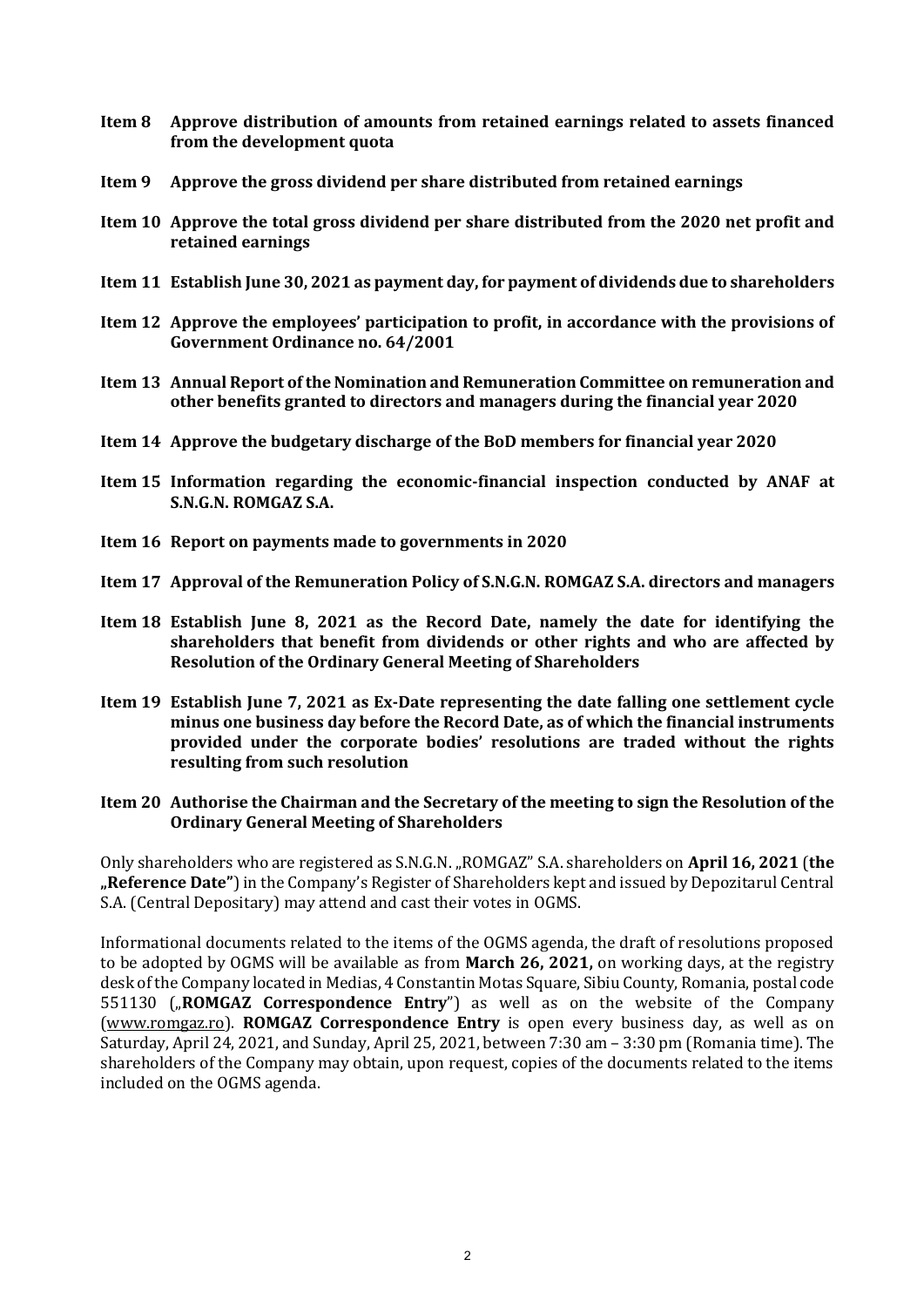**Item 8 Approve distribution of amounts from retained earnings related to assets financed from the development quota**

**Item 9 Approve the gross dividend per share distributed from retained earnings**

**Item 10 Approve the total gross dividend per share distributed from the 2020 net profit and retained earnings**

**Item 11 Establish June 30, 2021 as payment day, for payment of dividends due to shareholders**

**Item 12 Approve the employees' participation to profit, in accordance with the provisions of Government Ordinance no. 64/2001**

**Item 13 Annual Report of the Nomination and Remuneration Committee on remuneration and other benefits granted to directors and managers during the financial year 2020**

**Item 14 Approve the budgetary discharge of the BoD members for financial year 2020**

**Item 15 Information regarding the economic-financial inspection conducted by ANAF at S.N.G.N. ROMGAZ S.A.**

**Item 16 Report on payments made to governments in 2020**

**Item 17 Approval of the Remuneration Policy of S.N.G.N. ROMGAZ S.A. directors and managers**

**Item 18 Establish June 8, 2021 as the Record Date, namely the date for identifying the shareholders that benefit from dividends or other rights and who are affected by Resolution of the Ordinary General Meeting of Shareholders**

**Item 19 Establish June 7, 2021 as Ex-Date representing the date falling one settlement cycle minus one business day before the Record Date, as of which the financial instruments provided under the corporate bodies' resolutions are traded without the rights resulting from such resolution**

**Item 20 Authorise the Chairman and the Secretary of the meeting to sign the Resolution of the Ordinary General Meeting of Shareholders**

Only shareholders who are registered as S.N.G.N. „ROMGAZ" S.A. shareholders on **April 16, 2021** (**the „Reference Date"**) in the Company's Register of Shareholders kept and issued by Depozitarul Central S.A. (Central Depositary) may attend and cast their votes in OGMS.

Informational documents related to the items of the OGMS agenda, the draft of resolutions proposed to be adopted by OGMS will be available as from **March 26, 2021,** on working days, at the registry desk of the Company located in Medias, 4 Constantin Motas Square, Sibiu County, Romania, postal code 551130 („**ROMGAZ Correspondence Entry**") as well as on the website of the Company (www.romgaz.ro). **ROMGAZ Correspondence Entry** is open every business day, as well as on Saturday, April 24, 2021, and Sunday, April 25, 2021, between 7:30 am – 3:30 pm (Romania time). The shareholders of the Company may obtain, upon request, copies of the documents related to the items included on the OGMS agenda.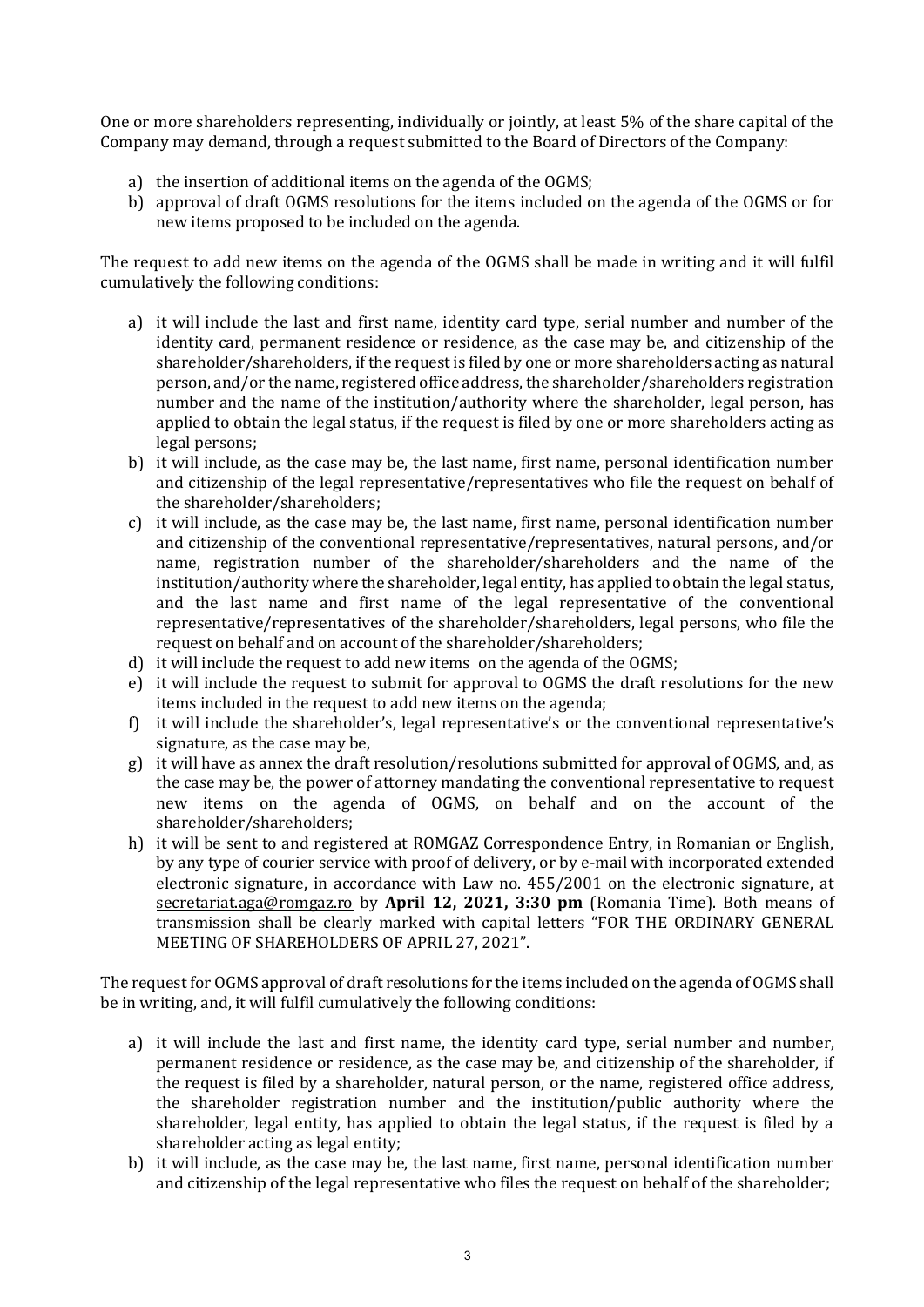One or more shareholders representing, individually or jointly, at least 5% of the share capital of the Company may demand, through a request submitted to the Board of Directors of the Company:

a) the insertion of additional items on the agenda of the OGMS;
b) approval of draft OGMS resolutions for the items included on the agenda of the OGMS or for new items proposed to be included on the agenda.

The request to add new items on the agenda of the OGMS shall be made in writing and it will fulfil cumulatively the following conditions:

a) it will include the last and first name, identity card type, serial number and number of the identity card, permanent residence or residence, as the case may be, and citizenship of the shareholder/shareholders, if the request is filed by one or more shareholders acting as natural person, and/or the name, registered office address, the shareholder/shareholders registration number and the name of the institution/authority where the shareholder, legal person, has applied to obtain the legal status, if the request is filed by one or more shareholders acting as legal persons;
b) it will include, as the case may be, the last name, first name, personal identification number and citizenship of the legal representative/representatives who file the request on behalf of the shareholder/shareholders;
c) it will include, as the case may be, the last name, first name, personal identification number and citizenship of the conventional representative/representatives, natural persons, and/or name, registration number of the shareholder/shareholders and the name of the institution/authority where the shareholder, legal entity, has applied to obtain the legal status, and the last name and first name of the legal representative of the conventional representative/representatives of the shareholder/shareholders, legal persons, who file the request on behalf and on account of the shareholder/shareholders;
d) it will include the request to add new items on the agenda of the OGMS;
e) it will include the request to submit for approval to OGMS the draft resolutions for the new items included in the request to add new items on the agenda;
f) it will include the shareholder's, legal representative's or the conventional representative's signature, as the case may be,
g) it will have as annex the draft resolution/resolutions submitted for approval of OGMS, and, as the case may be, the power of attorney mandating the conventional representative to request new items on the agenda of OGMS, on behalf and on the account of the shareholder/shareholders;
h) it will be sent to and registered at ROMGAZ Correspondence Entry, in Romanian or English, by any type of courier service with proof of delivery, or by e-mail with incorporated extended electronic signature, in accordance with Law no. 455/2001 on the electronic signature, at secretariat.aga@romgaz.ro by **April 12, 2021, 3:30 pm** (Romania Time). Both means of transmission shall be clearly marked with capital letters "FOR THE ORDINARY GENERAL MEETING OF SHAREHOLDERS OF APRIL 27, 2021".

The request for OGMS approval of draft resolutions for the items included on the agenda of OGMS shall be in writing, and, it will fulfil cumulatively the following conditions:

a) it will include the last and first name, the identity card type, serial number and number, permanent residence or residence, as the case may be, and citizenship of the shareholder, if the request is filed by a shareholder, natural person, or the name, registered office address, the shareholder registration number and the institution/public authority where the shareholder, legal entity, has applied to obtain the legal status, if the request is filed by a shareholder acting as legal entity;
b) it will include, as the case may be, the last name, first name, personal identification number and citizenship of the legal representative who files the request on behalf of the shareholder;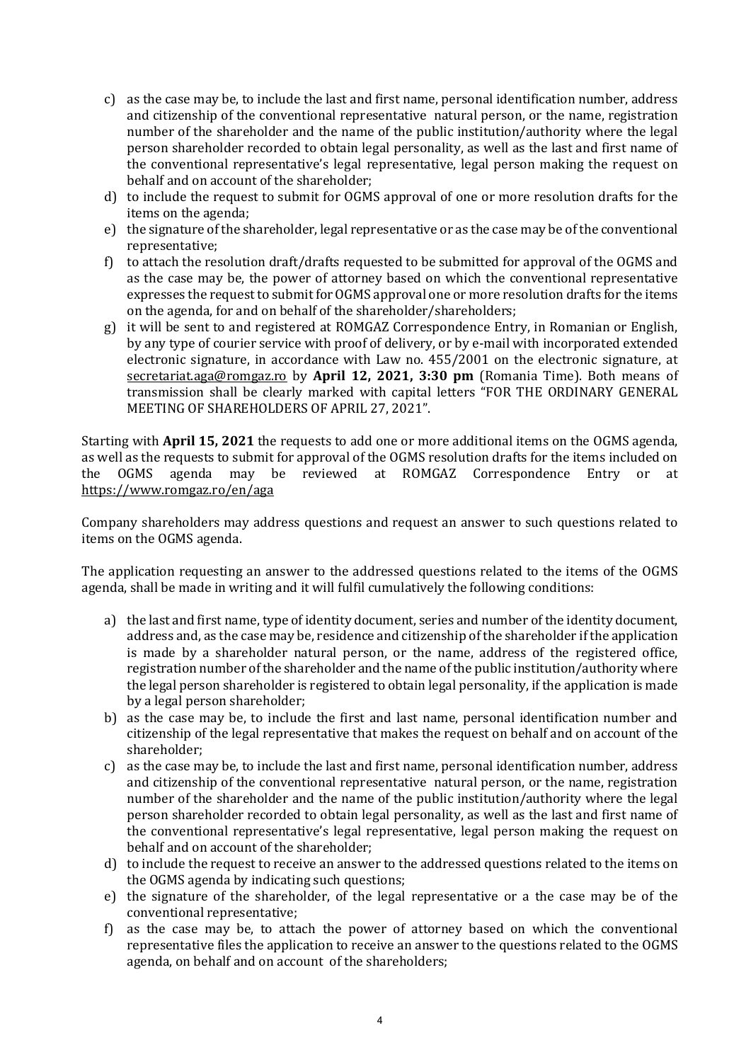c) as the case may be, to include the last and first name, personal identification number, address and citizenship of the conventional representative natural person, or the name, registration number of the shareholder and the name of the public institution/authority where the legal person shareholder recorded to obtain legal personality, as well as the last and first name of the conventional representative's legal representative, legal person making the request on behalf and on account of the shareholder;

d) to include the request to submit for OGMS approval of one or more resolution drafts for the items on the agenda;

e) the signature of the shareholder, legal representative or as the case may be of the conventional representative;

f) to attach the resolution draft/drafts requested to be submitted for approval of the OGMS and as the case may be, the power of attorney based on which the conventional representative expresses the request to submit for OGMS approval one or more resolution drafts for the items on the agenda, for and on behalf of the shareholder/shareholders;

g) it will be sent to and registered at ROMGAZ Correspondence Entry, in Romanian or English, by any type of courier service with proof of delivery, or by e-mail with incorporated extended electronic signature, in accordance with Law no. 455/2001 on the electronic signature, at secretariat.aga@romgaz.ro by **April 12, 2021, 3:30 pm** (Romania Time). Both means of transmission shall be clearly marked with capital letters "FOR THE ORDINARY GENERAL MEETING OF SHAREHOLDERS OF APRIL 27, 2021".

Starting with **April 15, 2021** the requests to add one or more additional items on the OGMS agenda, as well as the requests to submit for approval of the OGMS resolution drafts for the items included on the OGMS agenda may be reviewed at ROMGAZ Correspondence Entry or at https://www.romgaz.ro/en/aga

Company shareholders may address questions and request an answer to such questions related to items on the OGMS agenda.

The application requesting an answer to the addressed questions related to the items of the OGMS agenda, shall be made in writing and it will fulfil cumulatively the following conditions:

a) the last and first name, type of identity document, series and number of the identity document, address and, as the case may be, residence and citizenship of the shareholder if the application is made by a shareholder natural person, or the name, address of the registered office, registration number of the shareholder and the name of the public institution/authority where the legal person shareholder is registered to obtain legal personality, if the application is made by a legal person shareholder;

b) as the case may be, to include the first and last name, personal identification number and citizenship of the legal representative that makes the request on behalf and on account of the shareholder;

c) as the case may be, to include the last and first name, personal identification number, address and citizenship of the conventional representative natural person, or the name, registration number of the shareholder and the name of the public institution/authority where the legal person shareholder recorded to obtain legal personality, as well as the last and first name of the conventional representative's legal representative, legal person making the request on behalf and on account of the shareholder;

d) to include the request to receive an answer to the addressed questions related to the items on the OGMS agenda by indicating such questions;

e) the signature of the shareholder, of the legal representative or a the case may be of the conventional representative;

f) as the case may be, to attach the power of attorney based on which the conventional representative files the application to receive an answer to the questions related to the OGMS agenda, on behalf and on account of the shareholders;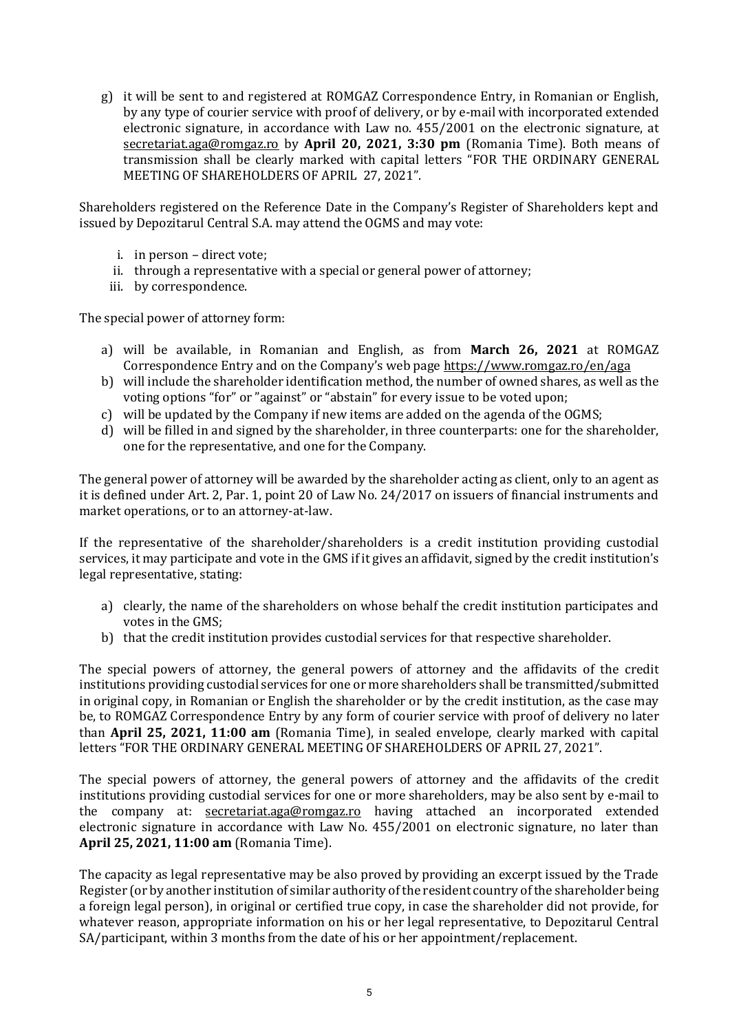g) it will be sent to and registered at ROMGAZ Correspondence Entry, in Romanian or English, by any type of courier service with proof of delivery, or by e-mail with incorporated extended electronic signature, in accordance with Law no. 455/2001 on the electronic signature, at secretariat.aga@romgaz.ro by **April 20, 2021, 3:30 pm** (Romania Time). Both means of transmission shall be clearly marked with capital letters "FOR THE ORDINARY GENERAL MEETING OF SHAREHOLDERS OF APRIL 27, 2021".

Shareholders registered on the Reference Date in the Company's Register of Shareholders kept and issued by Depozitarul Central S.A. may attend the OGMS and may vote:

i. in person – direct vote;
ii. through a representative with a special or general power of attorney;
iii. by correspondence.

The special power of attorney form:

a) will be available, in Romanian and English, as from **March 26, 2021** at ROMGAZ Correspondence Entry and on the Company's web page https://www.romgaz.ro/en/aga
b) will include the shareholder identification method, the number of owned shares, as well as the voting options "for" or "against" or "abstain" for every issue to be voted upon;
c) will be updated by the Company if new items are added on the agenda of the OGMS;
d) will be filled in and signed by the shareholder, in three counterparts: one for the shareholder, one for the representative, and one for the Company.

The general power of attorney will be awarded by the shareholder acting as client, only to an agent as it is defined under Art. 2, Par. 1, point 20 of Law No. 24/2017 on issuers of financial instruments and market operations, or to an attorney-at-law.

If the representative of the shareholder/shareholders is a credit institution providing custodial services, it may participate and vote in the GMS if it gives an affidavit, signed by the credit institution's legal representative, stating:

a) clearly, the name of the shareholders on whose behalf the credit institution participates and votes in the GMS;
b) that the credit institution provides custodial services for that respective shareholder.

The special powers of attorney, the general powers of attorney and the affidavits of the credit institutions providing custodial services for one or more shareholders shall be transmitted/submitted in original copy, in Romanian or English the shareholder or by the credit institution, as the case may be, to ROMGAZ Correspondence Entry by any form of courier service with proof of delivery no later than **April 25, 2021, 11:00 am** (Romania Time), in sealed envelope, clearly marked with capital letters "FOR THE ORDINARY GENERAL MEETING OF SHAREHOLDERS OF APRIL 27, 2021".

The special powers of attorney, the general powers of attorney and the affidavits of the credit institutions providing custodial services for one or more shareholders, may be also sent by e-mail to the company at: secretariat.aga@romgaz.ro having attached an incorporated extended electronic signature in accordance with Law No. 455/2001 on electronic signature, no later than **April 25, 2021, 11:00 am** (Romania Time).

The capacity as legal representative may be also proved by providing an excerpt issued by the Trade Register (or by another institution of similar authority of the resident country of the shareholder being a foreign legal person), in original or certified true copy, in case the shareholder did not provide, for whatever reason, appropriate information on his or her legal representative, to Depozitarul Central SA/participant, within 3 months from the date of his or her appointment/replacement.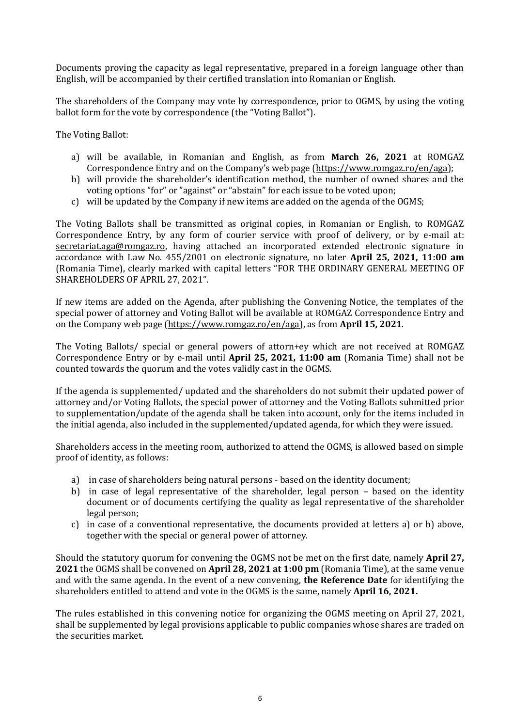Documents proving the capacity as legal representative, prepared in a foreign language other than English, will be accompanied by their certified translation into Romanian or English.

The shareholders of the Company may vote by correspondence, prior to OGMS, by using the voting ballot form for the vote by correspondence (the "Voting Ballot").

The Voting Ballot:

a) will be available, in Romanian and English, as from **March 26, 2021** at ROMGAZ Correspondence Entry and on the Company's web page (https://www.romgaz.ro/en/aga);
b) will provide the shareholder's identification method, the number of owned shares and the voting options "for" or "against" or "abstain" for each issue to be voted upon;
c) will be updated by the Company if new items are added on the agenda of the OGMS;

The Voting Ballots shall be transmitted as original copies, in Romanian or English, to ROMGAZ Correspondence Entry, by any form of courier service with proof of delivery, or by e-mail at: secretariat.aga@romgaz.ro, having attached an incorporated extended electronic signature in accordance with Law No. 455/2001 on electronic signature, no later **April 25, 2021, 11:00 am** (Romania Time), clearly marked with capital letters "FOR THE ORDINARY GENERAL MEETING OF SHAREHOLDERS OF APRIL 27, 2021".

If new items are added on the Agenda, after publishing the Convening Notice, the templates of the special power of attorney and Voting Ballot will be available at ROMGAZ Correspondence Entry and on the Company web page (https://www.romgaz.ro/en/aga), as from **April 15, 2021**.

The Voting Ballots/ special or general powers of attorn+ey which are not received at ROMGAZ Correspondence Entry or by e-mail until **April 25, 2021, 11:00 am** (Romania Time) shall not be counted towards the quorum and the votes validly cast in the OGMS.

If the agenda is supplemented/ updated and the shareholders do not submit their updated power of attorney and/or Voting Ballots, the special power of attorney and the Voting Ballots submitted prior to supplementation/update of the agenda shall be taken into account, only for the items included in the initial agenda, also included in the supplemented/updated agenda, for which they were issued.

Shareholders access in the meeting room, authorized to attend the OGMS, is allowed based on simple proof of identity, as follows:

a) in case of shareholders being natural persons - based on the identity document;
b) in case of legal representative of the shareholder, legal person – based on the identity document or of documents certifying the quality as legal representative of the shareholder legal person;
c) in case of a conventional representative, the documents provided at letters a) or b) above, together with the special or general power of attorney.

Should the statutory quorum for convening the OGMS not be met on the first date, namely **April 27, 2021** the OGMS shall be convened on **April 28, 2021 at 1:00 pm** (Romania Time), at the same venue and with the same agenda. In the event of a new convening, **the Reference Date** for identifying the shareholders entitled to attend and vote in the OGMS is the same, namely **April 16, 2021.**

The rules established in this convening notice for organizing the OGMS meeting on April 27, 2021, shall be supplemented by legal provisions applicable to public companies whose shares are traded on the securities market.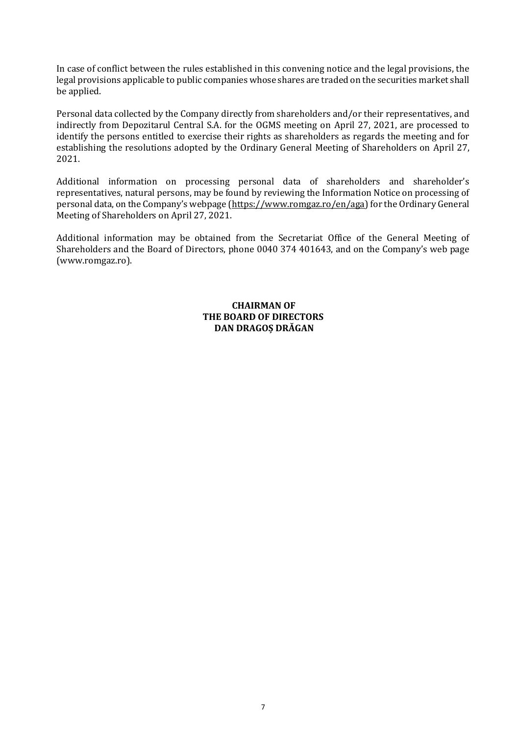In case of conflict between the rules established in this convening notice and the legal provisions, the legal provisions applicable to public companies whose shares are traded on the securities market shall be applied.

Personal data collected by the Company directly from shareholders and/or their representatives, and indirectly from Depozitarul Central S.A. for the OGMS meeting on April 27, 2021, are processed to identify the persons entitled to exercise their rights as shareholders as regards the meeting and for establishing the resolutions adopted by the Ordinary General Meeting of Shareholders on April 27, 2021.

Additional information on processing personal data of shareholders and shareholder's representatives, natural persons, may be found by reviewing the Information Notice on processing of personal data, on the Company's webpage (https://www.romgaz.ro/en/aga) for the Ordinary General Meeting of Shareholders on April 27, 2021.

Additional information may be obtained from the Secretariat Office of the General Meeting of Shareholders and the Board of Directors, phone 0040 374 401643, and on the Company's web page (www.romgaz.ro).

**CHAIRMAN OF**
**THE BOARD OF DIRECTORS**
**DAN DRAGOȘ DRĂGAN**